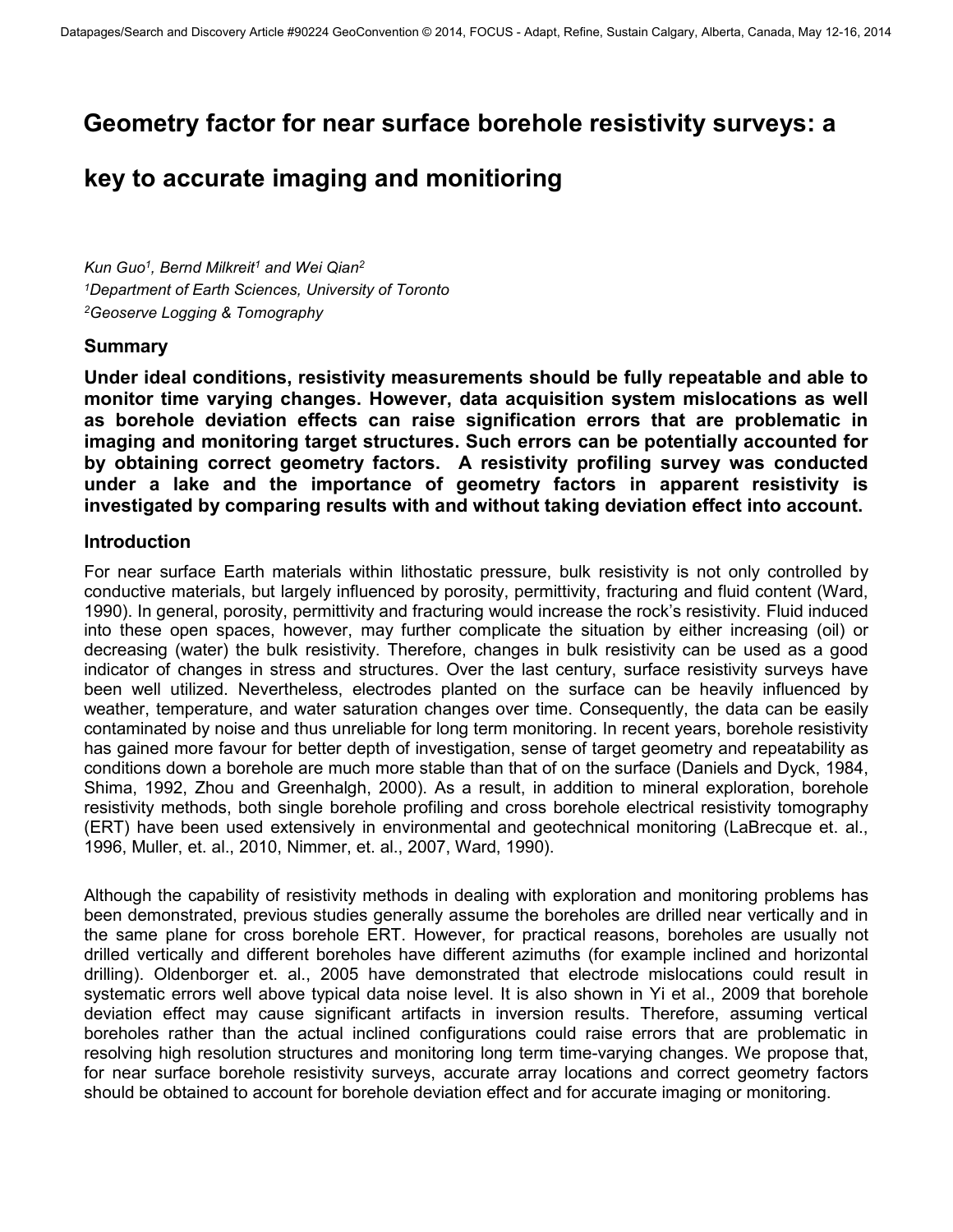# Geometry factor for near surface borehole resistivity surveys: a key to accurate imaging and monitioring

*Kun Guo[1], Bernd Milkreit[1] and Wei Qian[2]*
*[1]Department of Earth Sciences, University of Toronto*
*[2]Geoserve Logging & Tomography*

## Summary

**Under ideal conditions, resistivity measurements should be fully repeatable and able to monitor time varying changes. However, data acquisition system mislocations as well as borehole deviation effects can raise signification errors that are problematic in imaging and monitoring target structures. Such errors can be potentially accounted for by obtaining correct geometry factors. A resistivity profiling survey was conducted under a lake and the importance of geometry factors in apparent resistivity is investigated by comparing results with and without taking deviation effect into account.**

## Introduction

For near surface Earth materials within lithostatic pressure, bulk resistivity is not only controlled by conductive materials, but largely influenced by porosity, permittivity, fracturing and fluid content (Ward, 1990). In general, porosity, permittivity and fracturing would increase the rock's resistivity. Fluid induced into these open spaces, however, may further complicate the situation by either increasing (oil) or decreasing (water) the bulk resistivity. Therefore, changes in bulk resistivity can be used as a good indicator of changes in stress and structures. Over the last century, surface resistivity surveys have been well utilized. Nevertheless, electrodes planted on the surface can be heavily influenced by weather, temperature, and water saturation changes over time. Consequently, the data can be easily contaminated by noise and thus unreliable for long term monitoring. In recent years, borehole resistivity has gained more favour for better depth of investigation, sense of target geometry and repeatability as conditions down a borehole are much more stable than that of on the surface (Daniels and Dyck, 1984, Shima, 1992, Zhou and Greenhalgh, 2000). As a result, in addition to mineral exploration, borehole resistivity methods, both single borehole profiling and cross borehole electrical resistivity tomography (ERT) have been used extensively in environmental and geotechnical monitoring (LaBrecque et. al., 1996, Muller, et. al., 2010, Nimmer, et. al., 2007, Ward, 1990).

Although the capability of resistivity methods in dealing with exploration and monitoring problems has been demonstrated, previous studies generally assume the boreholes are drilled near vertically and in the same plane for cross borehole ERT. However, for practical reasons, boreholes are usually not drilled vertically and different boreholes have different azimuths (for example inclined and horizontal drilling). Oldenborger et. al., 2005 have demonstrated that electrode mislocations could result in systematic errors well above typical data noise level. It is also shown in Yi et al., 2009 that borehole deviation effect may cause significant artifacts in inversion results. Therefore, assuming vertical boreholes rather than the actual inclined configurations could raise errors that are problematic in resolving high resolution structures and monitoring long term time-varying changes. We propose that, for near surface borehole resistivity surveys, accurate array locations and correct geometry factors should be obtained to account for borehole deviation effect and for accurate imaging or monitoring.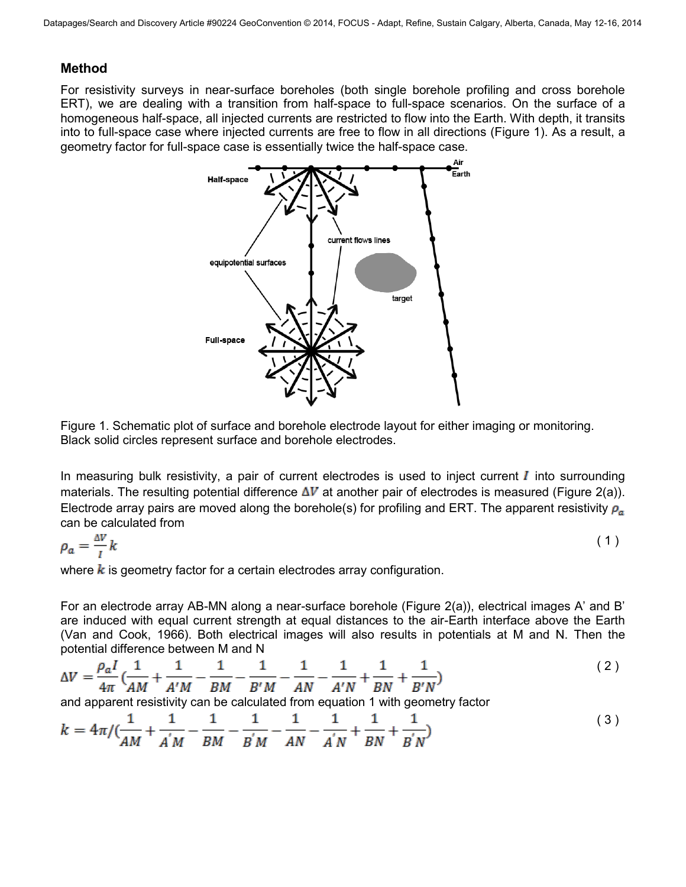## Method

For resistivity surveys in near-surface boreholes (both single borehole profiling and cross borehole ERT), we are dealing with a transition from half-space to full-space scenarios. On the surface of a homogeneous half-space, all injected currents are restricted to flow into the Earth. With depth, it transits into to full-space case where injected currents are free to flow in all directions (Figure 1). As a result, a geometry factor for full-space case is essentially twice the half-space case.

Figure 1. Schematic plot of surface and borehole electrode layout for either imaging or monitoring. Black solid circles represent surface and borehole electrodes.

In measuring bulk resistivity, a pair of current electrodes is used to inject current $I$ into surrounding materials. The resulting potential difference $\Delta V$ at another pair of electrodes is measured (Figure 2(a)). Electrode array pairs are moved along the borehole(s) for profiling and ERT. The apparent resistivity $\rho_a$ can be calculated from

$$\rho_a = \frac{\Delta V}{I} k \tag{1}$$

where $k$ is geometry factor for a certain electrodes array configuration.

For an electrode array AB-MN along a near-surface borehole (Figure 2(a)), electrical images A' and B' are induced with equal current strength at equal distances to the air-Earth interface above the Earth (Van and Cook, 1966). Both electrical images will also results in potentials at M and N. Then the potential difference between M and N

$$\Delta V = \frac{\rho_a I}{4\pi}\left(\frac{1}{AM} + \frac{1}{A'M} - \frac{1}{BM} - \frac{1}{B'M} - \frac{1}{AN} - \frac{1}{A'N} + \frac{1}{BN} + \frac{1}{B'N}\right) \tag{2}$$

and apparent resistivity can be calculated from equation 1 with geometry factor

$$k = 4\pi / \left(\frac{1}{AM} + \frac{1}{A'M} - \frac{1}{BM} - \frac{1}{B'M} - \frac{1}{AN} - \frac{1}{A'N} + \frac{1}{BN} + \frac{1}{B'N}\right) \tag{3}$$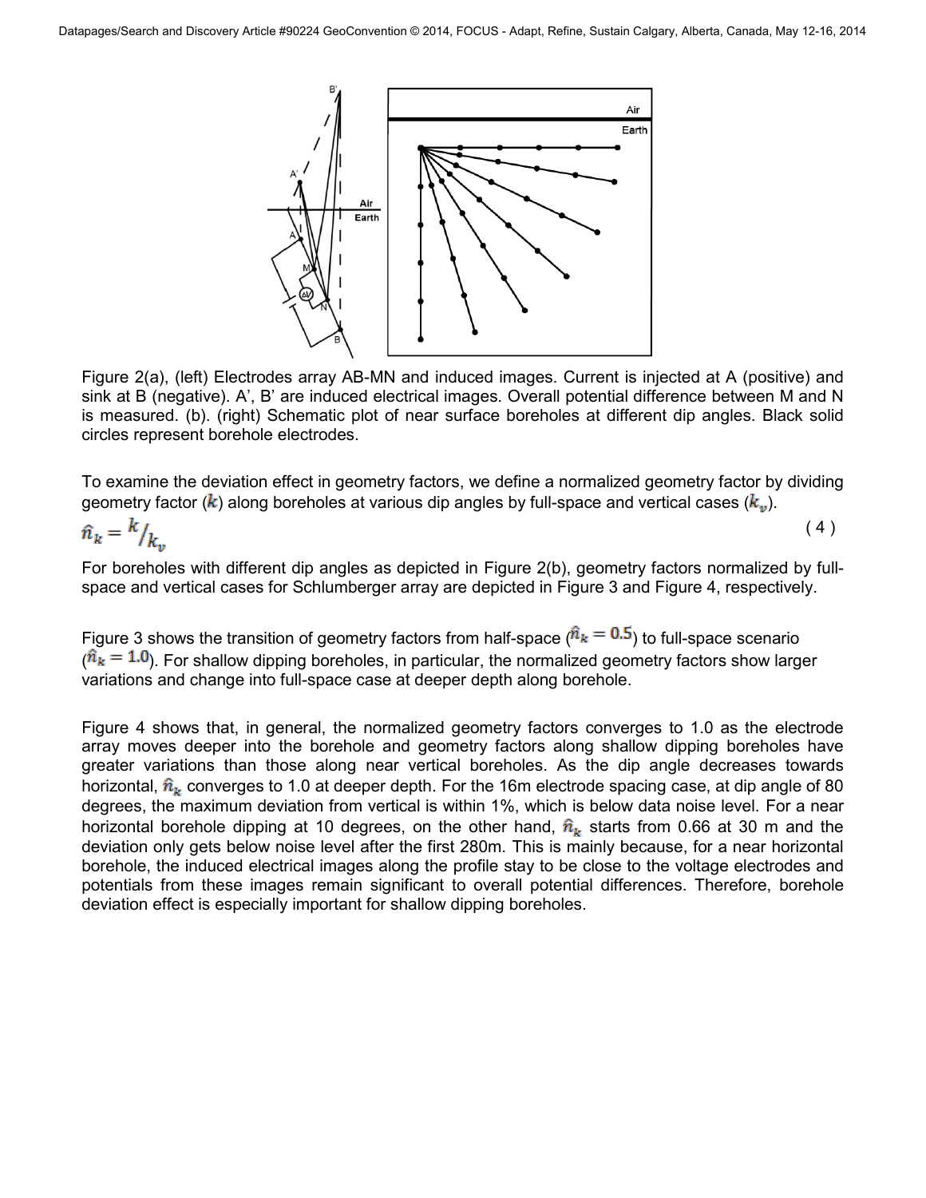Figure 2(a), (left) Electrodes array AB-MN and induced images. Current is injected at A (positive) and sink at B (negative). A', B' are induced electrical images. Overall potential difference between M and N is measured. (b). (right) Schematic plot of near surface boreholes at different dip angles. Black solid circles represent borehole electrodes.

To examine the deviation effect in geometry factors, we define a normalized geometry factor by dividing geometry factor ($k$) along boreholes at various dip angles by full-space and vertical cases ($k_v$).

$$\hat{n}_k = k/k_v \tag{4}$$

For boreholes with different dip angles as depicted in Figure 2(b), geometry factors normalized by full-space and vertical cases for Schlumberger array are depicted in Figure 3 and Figure 4, respectively.

Figure 3 shows the transition of geometry factors from half-space ($\hat{n}_k = 0.5$) to full-space scenario ($\hat{n}_k = 1.0$). For shallow dipping boreholes, in particular, the normalized geometry factors show larger variations and change into full-space case at deeper depth along borehole.

Figure 4 shows that, in general, the normalized geometry factors converges to 1.0 as the electrode array moves deeper into the borehole and geometry factors along shallow dipping boreholes have greater variations than those along near vertical boreholes. As the dip angle decreases towards horizontal, $\hat{n}_k$ converges to 1.0 at deeper depth. For the 16m electrode spacing case, at dip angle of 80 degrees, the maximum deviation from vertical is within 1%, which is below data noise level. For a near horizontal borehole dipping at 10 degrees, on the other hand, $\hat{n}_k$ starts from 0.66 at 30 m and the deviation only gets below noise level after the first 280m. This is mainly because, for a near horizontal borehole, the induced electrical images along the profile stay to be close to the voltage electrodes and potentials from these images remain significant to overall potential differences. Therefore, borehole deviation effect is especially important for shallow dipping boreholes.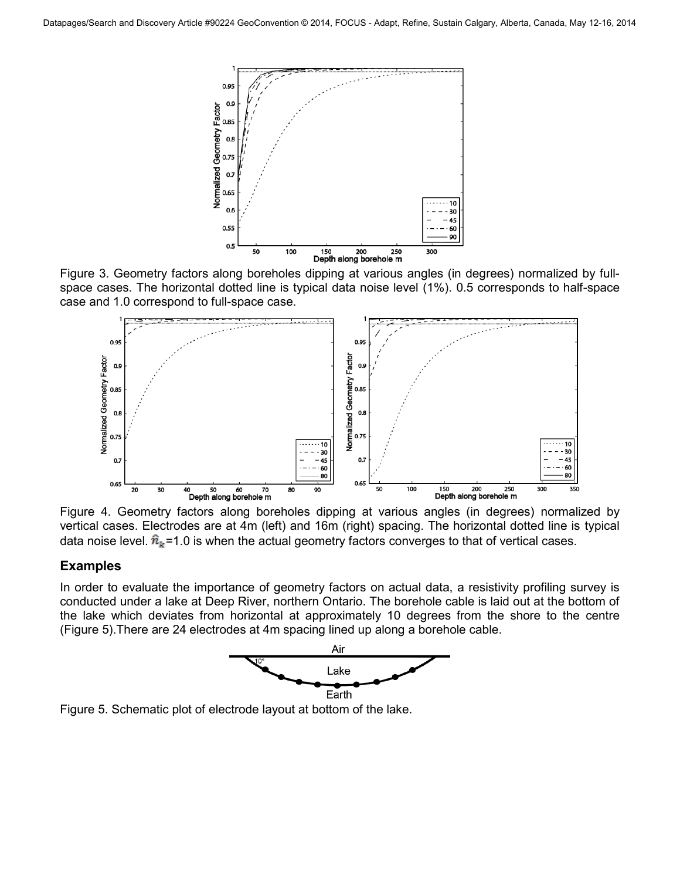Figure 3. Geometry factors along boreholes dipping at various angles (in degrees) normalized by full-space cases. The horizontal dotted line is typical data noise level (1%). 0.5 corresponds to half-space case and 1.0 correspond to full-space case.

Figure 4. Geometry factors along boreholes dipping at various angles (in degrees) normalized by vertical cases. Electrodes are at 4m (left) and 16m (right) spacing. The horizontal dotted line is typical data noise level. $\hat{n}_k$=1.0 is when the actual geometry factors converges to that of vertical cases.

## Examples

In order to evaluate the importance of geometry factors on actual data, a resistivity profiling survey is conducted under a lake at Deep River, northern Ontario. The borehole cable is laid out at the bottom of the lake which deviates from horizontal at approximately 10 degrees from the shore to the centre (Figure 5).There are 24 electrodes at 4m spacing lined up along a borehole cable.

Figure 5. Schematic plot of electrode layout at bottom of the lake.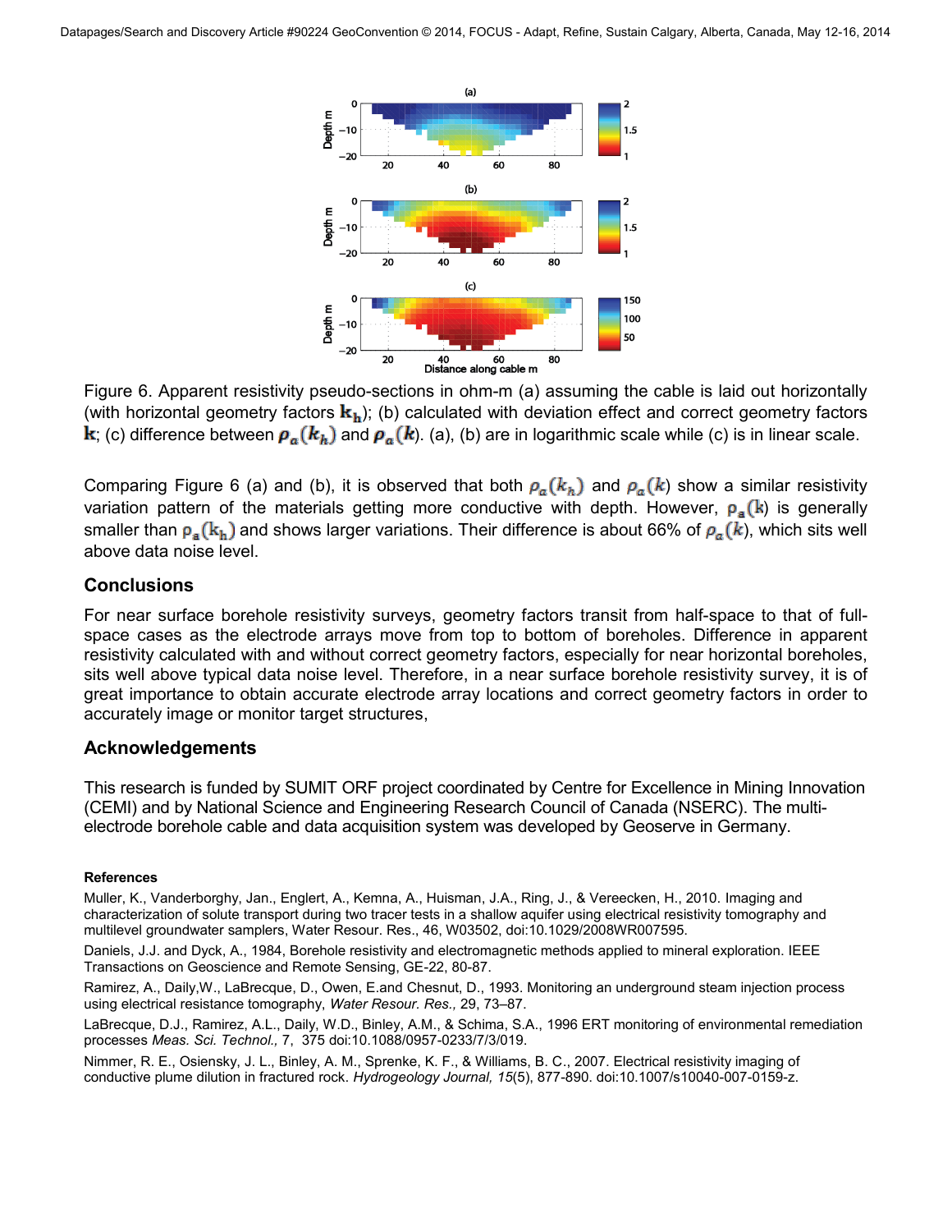Figure 6. Apparent resistivity pseudo-sections in ohm-m (a) assuming the cable is laid out horizontally (with horizontal geometry factors $\mathbf{k_h}$); (b) calculated with deviation effect and correct geometry factors $\mathbf{k}$; (c) difference between $\rho_a(k_h)$ and $\rho_a(k)$. (a), (b) are in logarithmic scale while (c) is in linear scale.

Comparing Figure 6 (a) and (b), it is observed that both $\rho_a(k_h)$ and $\rho_a(k)$ show a similar resistivity variation pattern of the materials getting more conductive with depth. However, $\rho_a(\mathbf{k})$ is generally smaller than $\rho_a(\mathbf{k_h})$ and shows larger variations. Their difference is about 66% of $\rho_a(k)$, which sits well above data noise level.

## Conclusions

For near surface borehole resistivity surveys, geometry factors transit from half-space to that of full-space cases as the electrode arrays move from top to bottom of boreholes. Difference in apparent resistivity calculated with and without correct geometry factors, especially for near horizontal boreholes, sits well above typical data noise level. Therefore, in a near surface borehole resistivity survey, it is of great importance to obtain accurate electrode array locations and correct geometry factors in order to accurately image or monitor target structures,

## Acknowledgements

This research is funded by SUMIT ORF project coordinated by Centre for Excellence in Mining Innovation (CEMI) and by National Science and Engineering Research Council of Canada (NSERC). The multi-electrode borehole cable and data acquisition system was developed by Geoserve in Germany.

#### References

Muller, K., Vanderborghy, Jan., Englert, A., Kemna, A., Huisman, J.A., Ring, J., & Vereecken, H., 2010. Imaging and characterization of solute transport during two tracer tests in a shallow aquifer using electrical resistivity tomography and multilevel groundwater samplers, Water Resour. Res., 46, W03502, doi:10.1029/2008WR007595.

Daniels, J.J. and Dyck, A., 1984, Borehole resistivity and electromagnetic methods applied to mineral exploration. IEEE Transactions on Geoscience and Remote Sensing, GE-22, 80-87.

Ramirez, A., Daily,W., LaBrecque, D., Owen, E.and Chesnut, D., 1993. Monitoring an underground steam injection process using electrical resistance tomography, *Water Resour. Res.,* 29, 73–87.

LaBrecque, D.J., Ramirez, A.L., Daily, W.D., Binley, A.M., & Schima, S.A., 1996 ERT monitoring of environmental remediation processes *Meas. Sci. Technol.,* 7, 375 doi:10.1088/0957-0233/7/3/019.

Nimmer, R. E., Osiensky, J. L., Binley, A. M., Sprenke, K. F., & Williams, B. C., 2007. Electrical resistivity imaging of conductive plume dilution in fractured rock. *Hydrogeology Journal, 15*(5), 877-890. doi:10.1007/s10040-007-0159-z.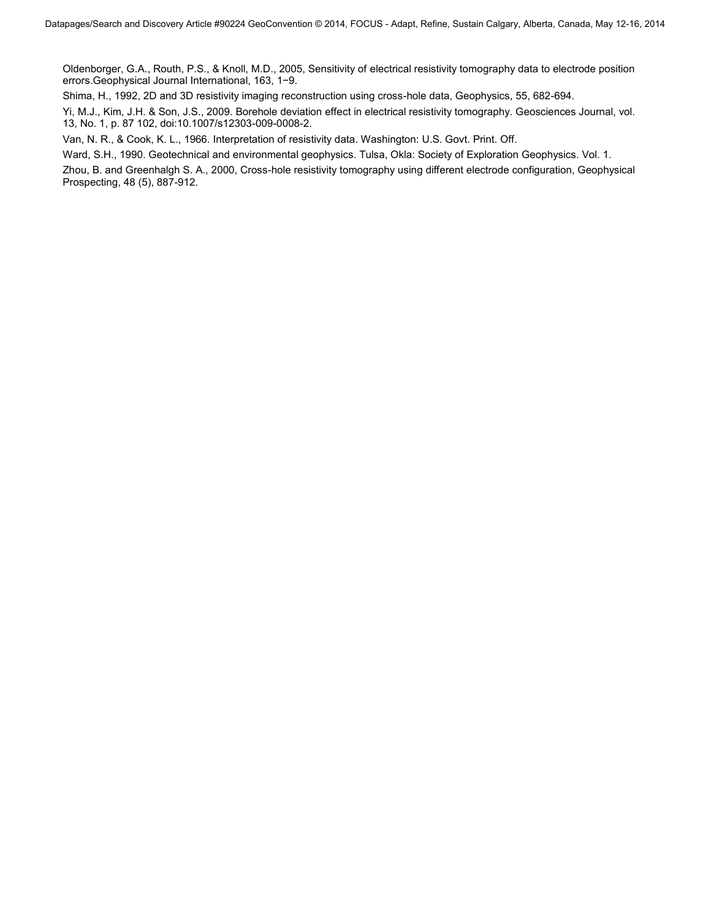Oldenborger, G.A., Routh, P.S., & Knoll, M.D., 2005, Sensitivity of electrical resistivity tomography data to electrode position errors.Geophysical Journal International, 163, 1−9.

Shima, H., 1992, 2D and 3D resistivity imaging reconstruction using cross-hole data, Geophysics, 55, 682-694.

Yi, M.J., Kim, J.H. & Son, J.S., 2009. Borehole deviation effect in electrical resistivity tomography. Geosciences Journal, vol. 13, No. 1, p. 87 102, doi:10.1007/s12303-009-0008-2.

Van, N. R., & Cook, K. L., 1966. Interpretation of resistivity data. Washington: U.S. Govt. Print. Off.

Ward, S.H., 1990. Geotechnical and environmental geophysics. Tulsa, Okla: Society of Exploration Geophysics. Vol. 1.

Zhou, B. and Greenhalgh S. A., 2000, Cross-hole resistivity tomography using different electrode configuration, Geophysical Prospecting, 48 (5), 887-912.